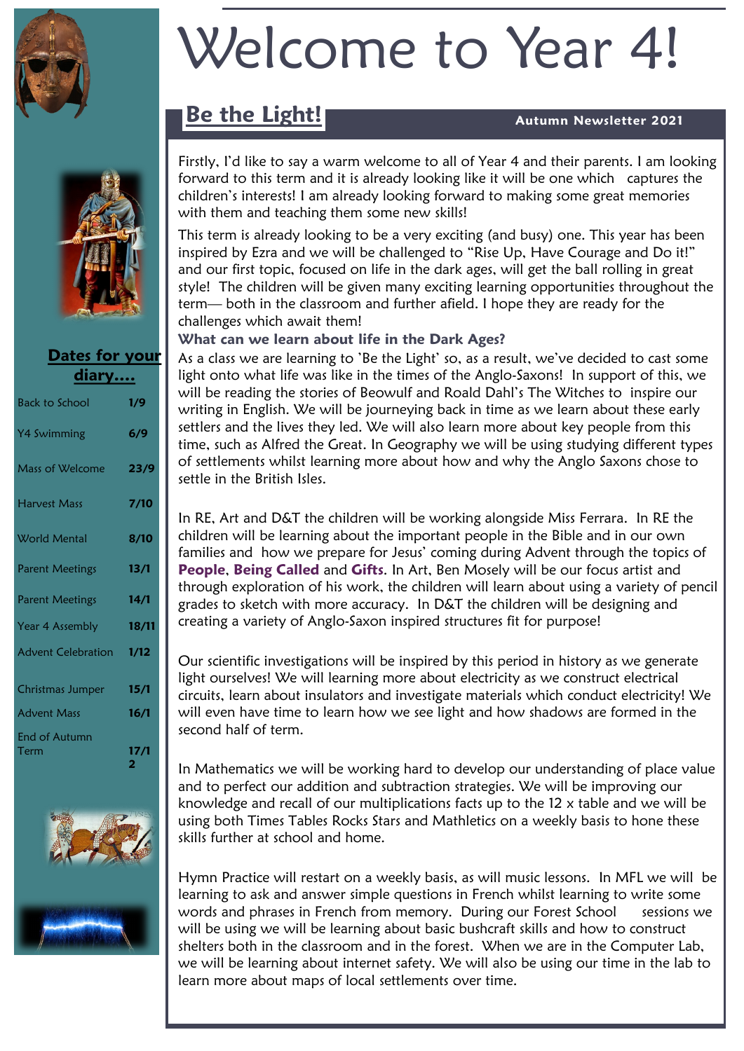# Welcome to Year 4!

## Be the Light!

**Autumn Newsletter 2021**

**Dates for your diary....**

| | |
|---|---|
| Back to School | 1/9 |
| Y4 Swimming | 6/9 |
| Mass of Welcome | 23/9 |
| Harvest Mass | 7/10 |
| World Mental | 8/10 |
| Parent Meetings | 13/1 |
| Parent Meetings | 14/1 |
| Year 4 Assembly | 18/11 |
| Advent Celebration | 1/12 |
| Christmas Jumper | 15/1 |
| Advent Mass | 16/1 |
| End of Autumn Term | 17/1 2 |

Firstly, I'd like to say a warm welcome to all of Year 4 and their parents. I am looking forward to this term and it is already looking like it will be one which captures the children's interests! I am already looking forward to making some great memories with them and teaching them some new skills!

This term is already looking to be a very exciting (and busy) one. This year has been inspired by Ezra and we will be challenged to "Rise Up, Have Courage and Do it!" and our first topic, focused on life in the dark ages, will get the ball rolling in great style! The children will be given many exciting learning opportunities throughout the term— both in the classroom and further afield. I hope they are ready for the challenges which await them!

### What can we learn about life in the Dark Ages?

As a class we are learning to 'Be the Light' so, as a result, we've decided to cast some light onto what life was like in the times of the Anglo-Saxons! In support of this, we will be reading the stories of Beowulf and Roald Dahl's The Witches to inspire our writing in English. We will be journeying back in time as we learn about these early settlers and the lives they led. We will also learn more about key people from this time, such as Alfred the Great. In Geography we will be using studying different types of settlements whilst learning more about how and why the Anglo Saxons chose to settle in the British Isles.

In RE, Art and D&T the children will be working alongside Miss Ferrara. In RE the children will be learning about the important people in the Bible and in our own families and how we prepare for Jesus' coming during Advent through the topics of **People**, **Being Called** and **Gifts**. In Art, Ben Mosely will be our focus artist and through exploration of his work, the children will learn about using a variety of pencil grades to sketch with more accuracy. In D&T the children will be designing and creating a variety of Anglo-Saxon inspired structures fit for purpose!

Our scientific investigations will be inspired by this period in history as we generate light ourselves! We will learning more about electricity as we construct electrical circuits, learn about insulators and investigate materials which conduct electricity! We will even have time to learn how we see light and how shadows are formed in the second half of term.

In Mathematics we will be working hard to develop our understanding of place value and to perfect our addition and subtraction strategies. We will be improving our knowledge and recall of our multiplications facts up to the 12 x table and we will be using both Times Tables Rocks Stars and Mathletics on a weekly basis to hone these skills further at school and home.

Hymn Practice will restart on a weekly basis, as will music lessons. In MFL we will be learning to ask and answer simple questions in French whilst learning to write some words and phrases in French from memory. During our Forest School sessions we will be using we will be learning about basic bushcraft skills and how to construct shelters both in the classroom and in the forest. When we are in the Computer Lab, we will be learning about internet safety. We will also be using our time in the lab to learn more about maps of local settlements over time.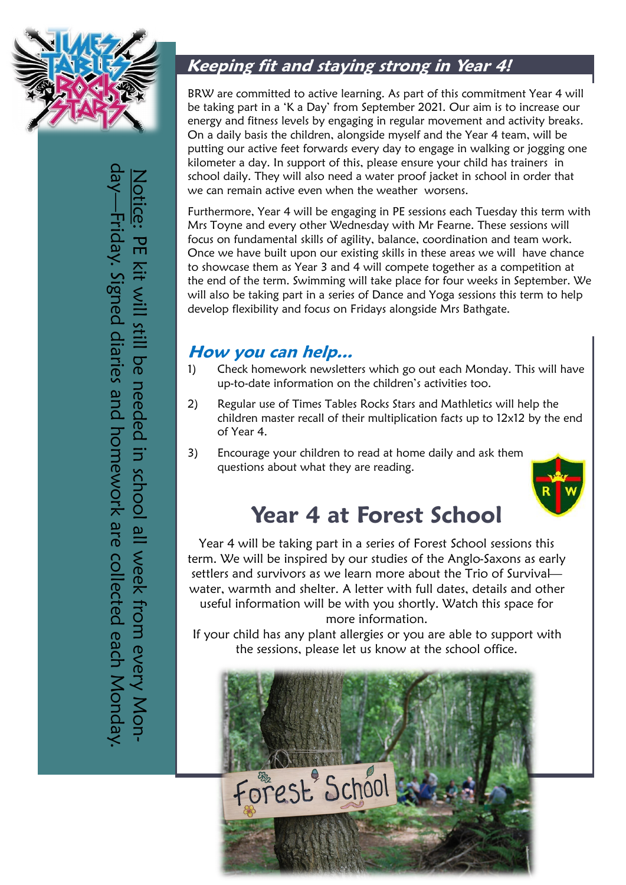## Keeping fit and staying strong in Year 4!

BRW are committed to active learning. As part of this commitment Year 4 will be taking part in a 'K a Day' from September 2021. Our aim is to increase our energy and fitness levels by engaging in regular movement and activity breaks. On a daily basis the children, alongside myself and the Year 4 team, will be putting our active feet forwards every day to engage in walking or jogging one kilometer a day. In support of this, please ensure your child has trainers in school daily. They will also need a water proof jacket in school in order that we can remain active even when the weather worsens.

Furthermore, Year 4 will be engaging in PE sessions each Tuesday this term with Mrs Toyne and every other Wednesday with Mr Fearne. These sessions will focus on fundamental skills of agility, balance, coordination and team work. Once we have built upon our existing skills in these areas we will have chance to showcase them as Year 3 and 4 will compete together as a competition at the end of the term. Swimming will take place for four weeks in September. We will also be taking part in a series of Dance and Yoga sessions this term to help develop flexibility and focus on Fridays alongside Mrs Bathgate.

### How you can help...

1) Check homework newsletters which go out each Monday. This will have up-to-date information on the children's activities too.
2) Regular use of Times Tables Rocks Stars and Mathletics will help the children master recall of their multiplication facts up to 12x12 by the end of Year 4.
3) Encourage your children to read at home daily and ask them questions about what they are reading.

## Year 4 at Forest School

Year 4 will be taking part in a series of Forest School sessions this term. We will be inspired by our studies of the Anglo-Saxons as early settlers and survivors as we learn more about the Trio of Survival—water, warmth and shelter. A letter with full dates, details and other useful information will be with you shortly. Watch this space for more information.

If your child has any plant allergies or you are able to support with the sessions, please let us know at the school office.

Notice: PE kit will still be needed in school all week from every Monday—Friday. Signed diaries and homework are collected each Monday.